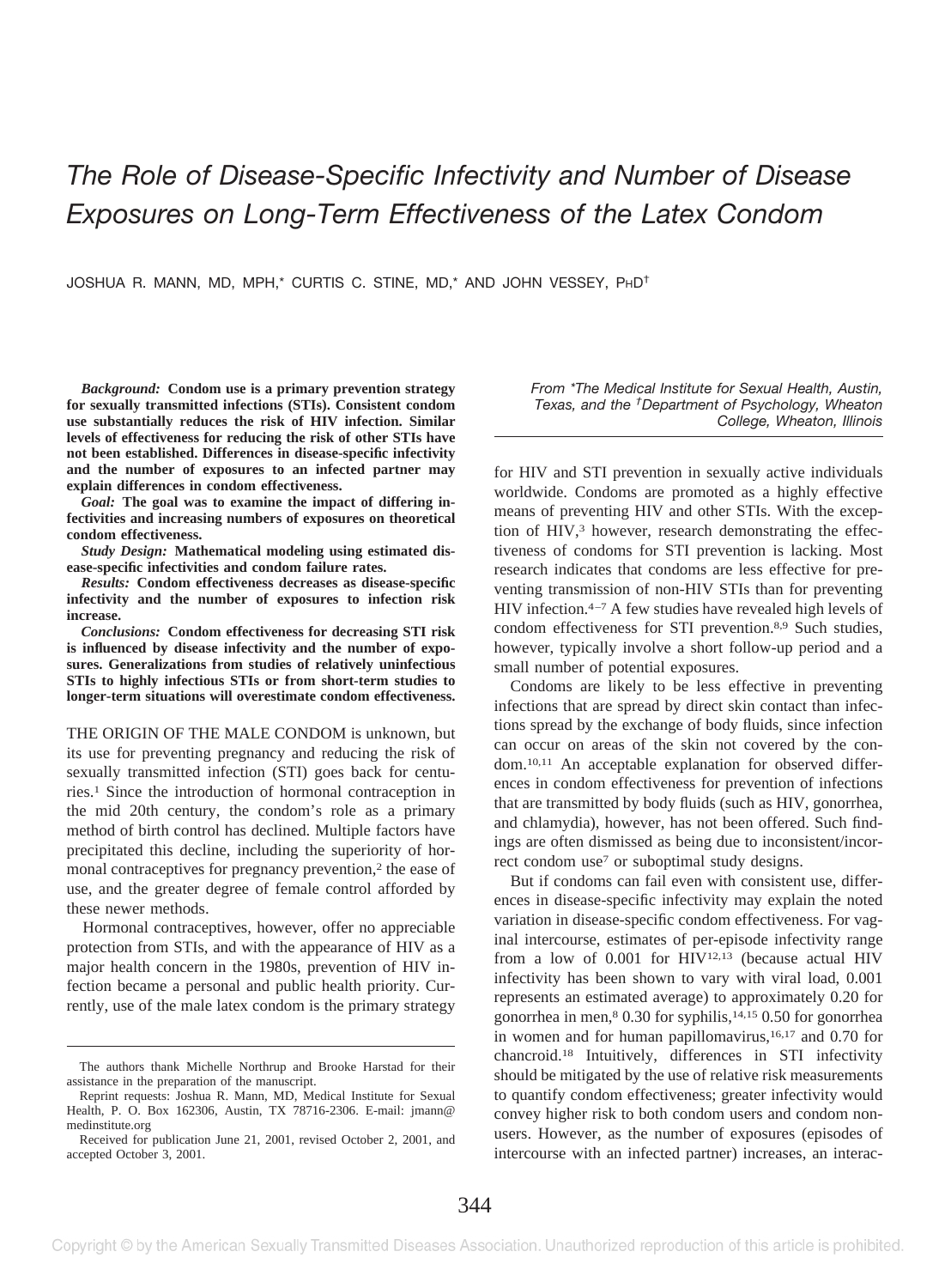# The Role of Disease-Specific Infectivity and Number of Disease Exposures on Long-Term Effectiveness of the Latex Condom

JOSHUA R. MANN, MD, MPH,* CURTIS C. STINE, MD,* AND JOHN VESSEY, PHD†

***Background:*** **Condom use is a primary prevention strategy for sexually transmitted infections (STIs). Consistent condom use substantially reduces the risk of HIV infection. Similar levels of effectiveness for reducing the risk of other STIs have not been established. Differences in disease-specific infectivity and the number of exposures to an infected partner may explain differences in condom effectiveness.**

***Goal:*** **The goal was to examine the impact of differing infectivities and increasing numbers of exposures on theoretical condom effectiveness.**

***Study Design:*** **Mathematical modeling using estimated disease-specific infectivities and condom failure rates.**

***Results:*** **Condom effectiveness decreases as disease-specific infectivity and the number of exposures to infection risk increase.**

***Conclusions:*** **Condom effectiveness for decreasing STI risk is influenced by disease infectivity and the number of exposures. Generalizations from studies of relatively uninfectious STIs to highly infectious STIs or from short-term studies to longer-term situations will overestimate condom effectiveness.**

*From \*The Medical Institute for Sexual Health, Austin, Texas, and the †Department of Psychology, Wheaton College, Wheaton, Illinois*

THE ORIGIN OF THE MALE CONDOM is unknown, but its use for preventing pregnancy and reducing the risk of sexually transmitted infection (STI) goes back for centuries.[1] Since the introduction of hormonal contraception in the mid 20th century, the condom's role as a primary method of birth control has declined. Multiple factors have precipitated this decline, including the superiority of hormonal contraceptives for pregnancy prevention,[2] the ease of use, and the greater degree of female control afforded by these newer methods.

Hormonal contraceptives, however, offer no appreciable protection from STIs, and with the appearance of HIV as a major health concern in the 1980s, prevention of HIV infection became a personal and public health priority. Currently, use of the male latex condom is the primary strategy for HIV and STI prevention in sexually active individuals worldwide. Condoms are promoted as a highly effective means of preventing HIV and other STIs. With the exception of HIV,[3] however, research demonstrating the effectiveness of condoms for STI prevention is lacking. Most research indicates that condoms are less effective for preventing transmission of non-HIV STIs than for preventing HIV infection.[4–7] A few studies have revealed high levels of condom effectiveness for STI prevention.[8,9] Such studies, however, typically involve a short follow-up period and a small number of potential exposures.

Condoms are likely to be less effective in preventing infections that are spread by direct skin contact than infections spread by the exchange of body fluids, since infection can occur on areas of the skin not covered by the condom.[10,11] An acceptable explanation for observed differences in condom effectiveness for prevention of infections that are transmitted by body fluids (such as HIV, gonorrhea, and chlamydia), however, has not been offered. Such findings are often dismissed as being due to inconsistent/incorrect condom use[7] or suboptimal study designs.

But if condoms can fail even with consistent use, differences in disease-specific infectivity may explain the noted variation in disease-specific condom effectiveness. For vaginal intercourse, estimates of per-episode infectivity range from a low of 0.001 for HIV[12,13] (because actual HIV infectivity has been shown to vary with viral load, 0.001 represents an estimated average) to approximately 0.20 for gonorrhea in men,[8] 0.30 for syphilis,[14,15] 0.50 for gonorrhea in women and for human papillomavirus,[16,17] and 0.70 for chancroid.[18] Intuitively, differences in STI infectivity should be mitigated by the use of relative risk measurements to quantify condom effectiveness; greater infectivity would convey higher risk to both condom users and condom nonusers. However, as the number of exposures (episodes of intercourse with an infected partner) increases, an interac-

The authors thank Michelle Northrup and Brooke Harstad for their assistance in the preparation of the manuscript.

Reprint requests: Joshua R. Mann, MD, Medical Institute for Sexual Health, P. O. Box 162306, Austin, TX 78716-2306. E-mail: jmann@medinstitute.org

Received for publication June 21, 2001, revised October 2, 2001, and accepted October 3, 2001.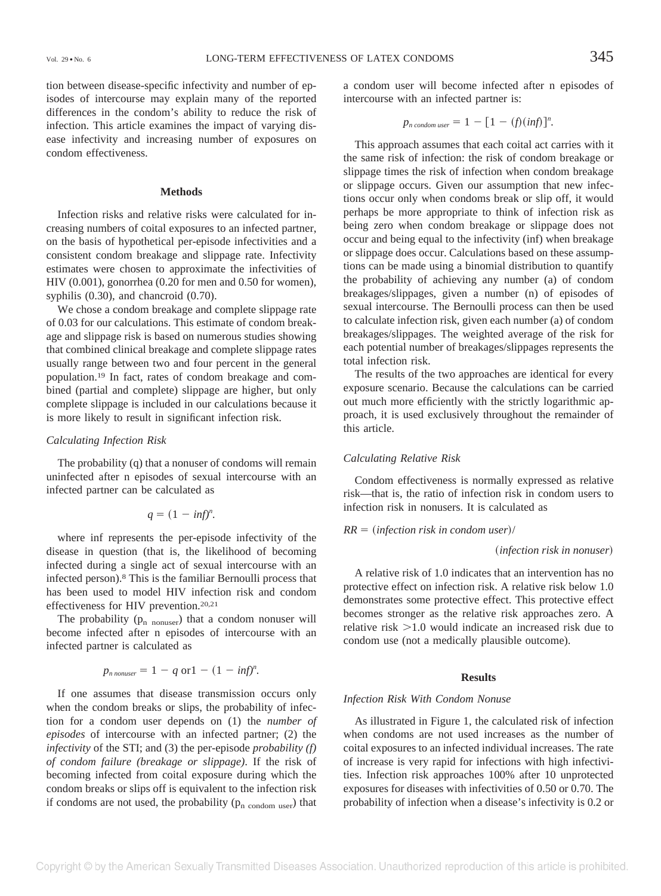tion between disease-specific infectivity and number of episodes of intercourse may explain many of the reported differences in the condom's ability to reduce the risk of infection. This article examines the impact of varying disease infectivity and increasing number of exposures on condom effectiveness.

## Methods

Infection risks and relative risks were calculated for increasing numbers of coital exposures to an infected partner, on the basis of hypothetical per-episode infectivities and a consistent condom breakage and slippage rate. Infectivity estimates were chosen to approximate the infectivities of HIV (0.001), gonorrhea (0.20 for men and 0.50 for women), syphilis (0.30), and chancroid (0.70).

We chose a condom breakage and complete slippage rate of 0.03 for our calculations. This estimate of condom breakage and slippage risk is based on numerous studies showing that combined clinical breakage and complete slippage rates usually range between two and four percent in the general population.[19] In fact, rates of condom breakage and combined (partial and complete) slippage are higher, but only complete slippage is included in our calculations because it is more likely to result in significant infection risk.

### *Calculating Infection Risk*

The probability (q) that a nonuser of condoms will remain uninfected after n episodes of sexual intercourse with an infected partner can be calculated as

$$q = (1 - inf)^n.$$

where inf represents the per-episode infectivity of the disease in question (that is, the likelihood of becoming infected during a single act of sexual intercourse with an infected person).[8] This is the familiar Bernoulli process that has been used to model HIV infection risk and condom effectiveness for HIV prevention.[20,21]

The probability ($p_{n\ nonuser}$) that a condom nonuser will become infected after n episodes of intercourse with an infected partner is calculated as

$$p_{n\ nonuser} = 1 - q \text{ or} 1 - (1 - inf)^n.$$

If one assumes that disease transmission occurs only when the condom breaks or slips, the probability of infection for a condom user depends on (1) the *number of episodes* of intercourse with an infected partner; (2) the *infectivity* of the STI; and (3) the per-episode *probability (f) of condom failure (breakage or slippage)*. If the risk of becoming infected from coital exposure during which the condom breaks or slips off is equivalent to the infection risk if condoms are not used, the probability ($p_{n\ condom\ user}$) that a condom user will become infected after n episodes of intercourse with an infected partner is:

$$p_{n\ condom\ user} = 1 - [1 - (f)(inf)]^n.$$

This approach assumes that each coital act carries with it the same risk of infection: the risk of condom breakage or slippage times the risk of infection when condom breakage or slippage occurs. Given our assumption that new infections occur only when condoms break or slip off, it would perhaps be more appropriate to think of infection risk as being zero when condom breakage or slippage does not occur and being equal to the infectivity (inf) when breakage or slippage does occur. Calculations based on these assumptions can be made using a binomial distribution to quantify the probability of achieving any number (a) of condom breakages/slippages, given a number (n) of episodes of sexual intercourse. The Bernoulli process can then be used to calculate infection risk, given each number (a) of condom breakages/slippages. The weighted average of the risk for each potential number of breakages/slippages represents the total infection risk.

The results of the two approaches are identical for every exposure scenario. Because the calculations can be carried out much more efficiently with the strictly logarithmic approach, it is used exclusively throughout the remainder of this article.

### *Calculating Relative Risk*

Condom effectiveness is normally expressed as relative risk—that is, the ratio of infection risk in condom users to infection risk in nonusers. It is calculated as

$$RR = (\textit{infection risk in condom user}) / (\textit{infection risk in nonuser})$$

A relative risk of 1.0 indicates that an intervention has no protective effect on infection risk. A relative risk below 1.0 demonstrates some protective effect. This protective effect becomes stronger as the relative risk approaches zero. A relative risk $>1.0$ would indicate an increased risk due to condom use (not a medically plausible outcome).

## Results

### *Infection Risk With Condom Nonuse*

As illustrated in Figure 1, the calculated risk of infection when condoms are not used increases as the number of coital exposures to an infected individual increases. The rate of increase is very rapid for infections with high infectivities. Infection risk approaches 100% after 10 unprotected exposures for diseases with infectivities of 0.50 or 0.70. The probability of infection when a disease's infectivity is 0.2 or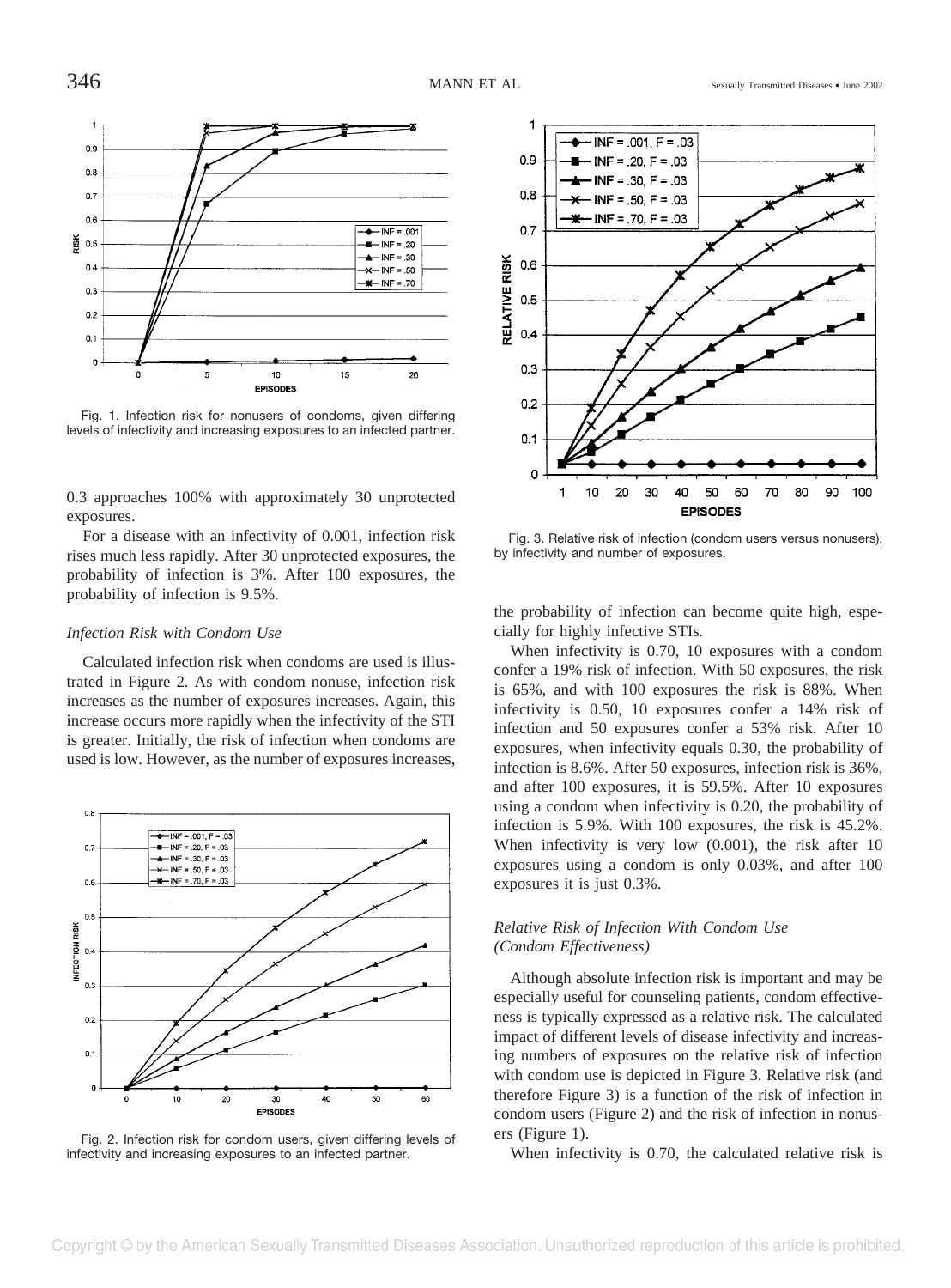Fig. 1. Infection risk for nonusers of condoms, given differing levels of infectivity and increasing exposures to an infected partner.

0.3 approaches 100% with approximately 30 unprotected exposures.

For a disease with an infectivity of 0.001, infection risk rises much less rapidly. After 30 unprotected exposures, the probability of infection is 3%. After 100 exposures, the probability of infection is 9.5%.

### *Infection Risk with Condom Use*

Calculated infection risk when condoms are used is illustrated in Figure 2. As with condom nonuse, infection risk increases as the number of exposures increases. Again, this increase occurs more rapidly when the infectivity of the STI is greater. Initially, the risk of infection when condoms are used is low. However, as the number of exposures increases, the probability of infection can become quite high, especially for highly infective STIs.

Fig. 2. Infection risk for condom users, given differing levels of infectivity and increasing exposures to an infected partner.

Fig. 3. Relative risk of infection (condom users versus nonusers), by infectivity and number of exposures.

When infectivity is 0.70, 10 exposures with a condom confer a 19% risk of infection. With 50 exposures, the risk is 65%, and with 100 exposures the risk is 88%. When infectivity is 0.50, 10 exposures confer a 14% risk of infection and 50 exposures confer a 53% risk. After 10 exposures, when infectivity equals 0.30, the probability of infection is 8.6%. After 50 exposures, infection risk is 36%, and after 100 exposures, it is 59.5%. After 10 exposures using a condom when infectivity is 0.20, the probability of infection is 5.9%. With 100 exposures, the risk is 45.2%. When infectivity is very low (0.001), the risk after 10 exposures using a condom is only 0.03%, and after 100 exposures it is just 0.3%.

### *Relative Risk of Infection With Condom Use (Condom Effectiveness)*

Although absolute infection risk is important and may be especially useful for counseling patients, condom effectiveness is typically expressed as a relative risk. The calculated impact of different levels of disease infectivity and increasing numbers of exposures on the relative risk of infection with condom use is depicted in Figure 3. Relative risk (and therefore Figure 3) is a function of the risk of infection in condom users (Figure 2) and the risk of infection in nonusers (Figure 1).

When infectivity is 0.70, the calculated relative risk is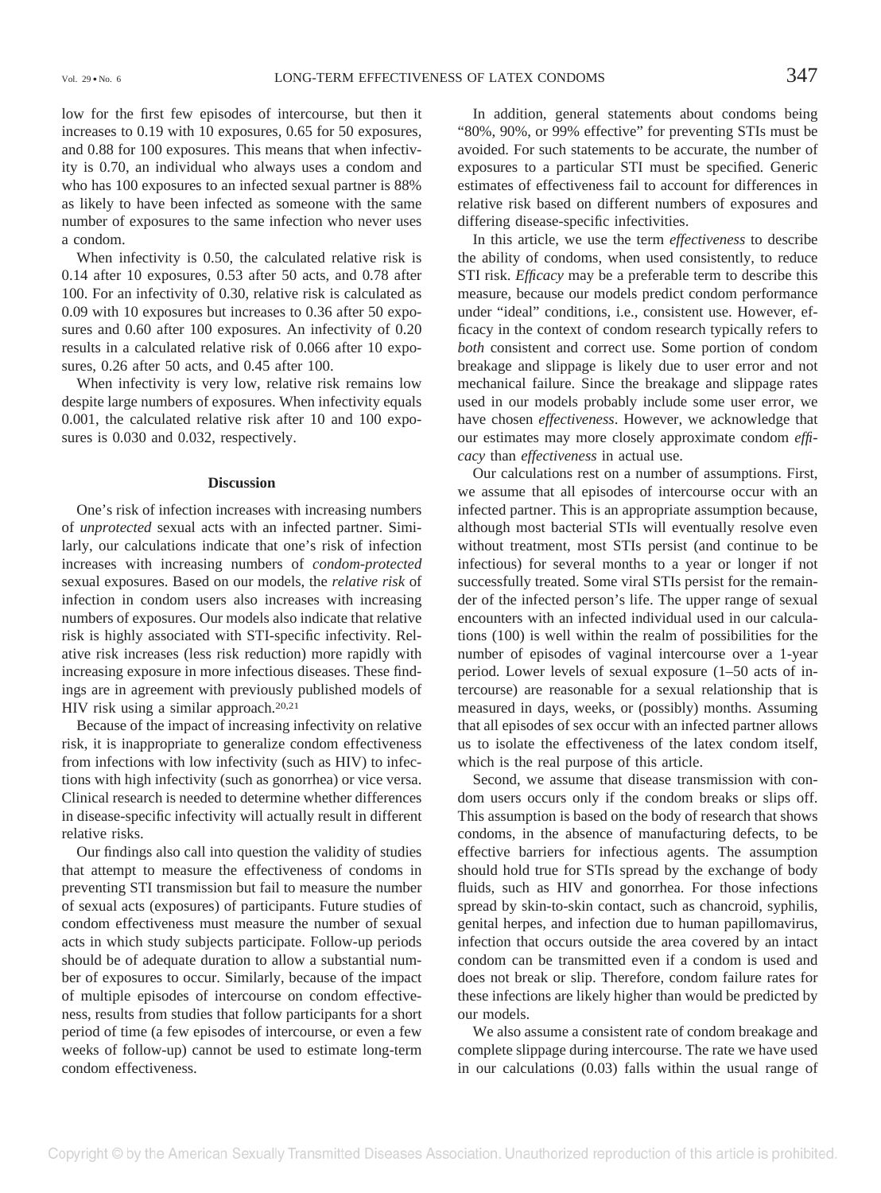low for the first few episodes of intercourse, but then it increases to 0.19 with 10 exposures, 0.65 for 50 exposures, and 0.88 for 100 exposures. This means that when infectivity is 0.70, an individual who always uses a condom and who has 100 exposures to an infected sexual partner is 88% as likely to have been infected as someone with the same number of exposures to the same infection who never uses a condom.

When infectivity is 0.50, the calculated relative risk is 0.14 after 10 exposures, 0.53 after 50 acts, and 0.78 after 100. For an infectivity of 0.30, relative risk is calculated as 0.09 with 10 exposures but increases to 0.36 after 50 exposures and 0.60 after 100 exposures. An infectivity of 0.20 results in a calculated relative risk of 0.066 after 10 exposures, 0.26 after 50 acts, and 0.45 after 100.

When infectivity is very low, relative risk remains low despite large numbers of exposures. When infectivity equals 0.001, the calculated relative risk after 10 and 100 exposures is 0.030 and 0.032, respectively.

## Discussion

One's risk of infection increases with increasing numbers of *unprotected* sexual acts with an infected partner. Similarly, our calculations indicate that one's risk of infection increases with increasing numbers of *condom-protected* sexual exposures. Based on our models, the *relative risk* of infection in condom users also increases with increasing numbers of exposures. Our models also indicate that relative risk is highly associated with STI-specific infectivity. Relative risk increases (less risk reduction) more rapidly with increasing exposure in more infectious diseases. These findings are in agreement with previously published models of HIV risk using a similar approach.[20,21]

Because of the impact of increasing infectivity on relative risk, it is inappropriate to generalize condom effectiveness from infections with low infectivity (such as HIV) to infections with high infectivity (such as gonorrhea) or vice versa. Clinical research is needed to determine whether differences in disease-specific infectivity will actually result in different relative risks.

Our findings also call into question the validity of studies that attempt to measure the effectiveness of condoms in preventing STI transmission but fail to measure the number of sexual acts (exposures) of participants. Future studies of condom effectiveness must measure the number of sexual acts in which study subjects participate. Follow-up periods should be of adequate duration to allow a substantial number of exposures to occur. Similarly, because of the impact of multiple episodes of intercourse on condom effectiveness, results from studies that follow participants for a short period of time (a few episodes of intercourse, or even a few weeks of follow-up) cannot be used to estimate long-term condom effectiveness.

In addition, general statements about condoms being "80%, 90%, or 99% effective" for preventing STIs must be avoided. For such statements to be accurate, the number of exposures to a particular STI must be specified. Generic estimates of effectiveness fail to account for differences in relative risk based on different numbers of exposures and differing disease-specific infectivities.

In this article, we use the term *effectiveness* to describe the ability of condoms, when used consistently, to reduce STI risk. *Efficacy* may be a preferable term to describe this measure, because our models predict condom performance under "ideal" conditions, i.e., consistent use. However, efficacy in the context of condom research typically refers to *both* consistent and correct use. Some portion of condom breakage and slippage is likely due to user error and not mechanical failure. Since the breakage and slippage rates used in our models probably include some user error, we have chosen *effectiveness*. However, we acknowledge that our estimates may more closely approximate condom *efficacy* than *effectiveness* in actual use.

Our calculations rest on a number of assumptions. First, we assume that all episodes of intercourse occur with an infected partner. This is an appropriate assumption because, although most bacterial STIs will eventually resolve even without treatment, most STIs persist (and continue to be infectious) for several months to a year or longer if not successfully treated. Some viral STIs persist for the remainder of the infected person's life. The upper range of sexual encounters with an infected individual used in our calculations (100) is well within the realm of possibilities for the number of episodes of vaginal intercourse over a 1-year period. Lower levels of sexual exposure (1–50 acts of intercourse) are reasonable for a sexual relationship that is measured in days, weeks, or (possibly) months. Assuming that all episodes of sex occur with an infected partner allows us to isolate the effectiveness of the latex condom itself, which is the real purpose of this article.

Second, we assume that disease transmission with condom users occurs only if the condom breaks or slips off. This assumption is based on the body of research that shows condoms, in the absence of manufacturing defects, to be effective barriers for infectious agents. The assumption should hold true for STIs spread by the exchange of body fluids, such as HIV and gonorrhea. For those infections spread by skin-to-skin contact, such as chancroid, syphilis, genital herpes, and infection due to human papillomavirus, infection that occurs outside the area covered by an intact condom can be transmitted even if a condom is used and does not break or slip. Therefore, condom failure rates for these infections are likely higher than would be predicted by our models.

We also assume a consistent rate of condom breakage and complete slippage during intercourse. The rate we have used in our calculations (0.03) falls within the usual range of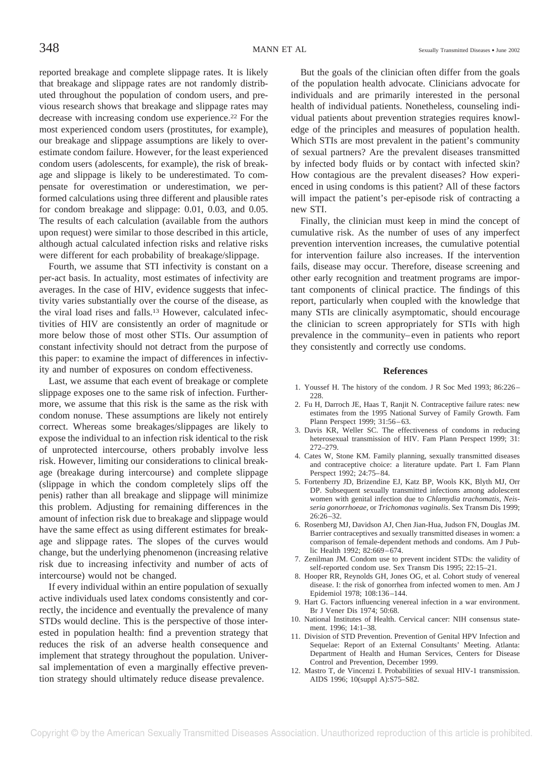reported breakage and complete slippage rates. It is likely that breakage and slippage rates are not randomly distributed throughout the population of condom users, and previous research shows that breakage and slippage rates may decrease with increasing condom use experience.[22] For the most experienced condom users (prostitutes, for example), our breakage and slippage assumptions are likely to overestimate condom failure. However, for the least experienced condom users (adolescents, for example), the risk of breakage and slippage is likely to be underestimated. To compensate for overestimation or underestimation, we performed calculations using three different and plausible rates for condom breakage and slippage: 0.01, 0.03, and 0.05. The results of each calculation (available from the authors upon request) were similar to those described in this article, although actual calculated infection risks and relative risks were different for each probability of breakage/slippage.

Fourth, we assume that STI infectivity is constant on a per-act basis. In actuality, most estimates of infectivity are averages. In the case of HIV, evidence suggests that infectivity varies substantially over the course of the disease, as the viral load rises and falls.[13] However, calculated infectivities of HIV are consistently an order of magnitude or more below those of most other STIs. Our assumption of constant infectivity should not detract from the purpose of this paper: to examine the impact of differences in infectivity and number of exposures on condom effectiveness.

Last, we assume that each event of breakage or complete slippage exposes one to the same risk of infection. Furthermore, we assume that this risk is the same as the risk with condom nonuse. These assumptions are likely not entirely correct. Whereas some breakages/slippages are likely to expose the individual to an infection risk identical to the risk of unprotected intercourse, others probably involve less risk. However, limiting our considerations to clinical breakage (breakage during intercourse) and complete slippage (slippage in which the condom completely slips off the penis) rather than all breakage and slippage will minimize this problem. Adjusting for remaining differences in the amount of infection risk due to breakage and slippage would have the same effect as using different estimates for breakage and slippage rates. The slopes of the curves would change, but the underlying phenomenon (increasing relative risk due to increasing infectivity and number of acts of intercourse) would not be changed.

If every individual within an entire population of sexually active individuals used latex condoms consistently and correctly, the incidence and eventually the prevalence of many STDs would decline. This is the perspective of those interested in population health: find a prevention strategy that reduces the risk of an adverse health consequence and implement that strategy throughout the population. Universal implementation of even a marginally effective prevention strategy should ultimately reduce disease prevalence.

But the goals of the clinician often differ from the goals of the population health advocate. Clinicians advocate for individuals and are primarily interested in the personal health of individual patients. Nonetheless, counseling individual patients about prevention strategies requires knowledge of the principles and measures of population health. Which STIs are most prevalent in the patient's community of sexual partners? Are the prevalent diseases transmitted by infected body fluids or by contact with infected skin? How contagious are the prevalent diseases? How experienced in using condoms is this patient? All of these factors will impact the patient's per-episode risk of contracting a new STI.

Finally, the clinician must keep in mind the concept of cumulative risk. As the number of uses of any imperfect prevention intervention increases, the cumulative potential for intervention failure also increases. If the intervention fails, disease may occur. Therefore, disease screening and other early recognition and treatment programs are important components of clinical practice. The findings of this report, particularly when coupled with the knowledge that many STIs are clinically asymptomatic, should encourage the clinician to screen appropriately for STIs with high prevalence in the community–even in patients who report they consistently and correctly use condoms.

## References

1. Youssef H. The history of the condom. J R Soc Med 1993; 86:226–228.
2. Fu H, Darroch JE, Haas T, Ranjit N. Contraceptive failure rates: new estimates from the 1995 National Survey of Family Growth. Fam Plann Perspect 1999; 31:56–63.
3. Davis KR, Weller SC. The effectiveness of condoms in reducing heterosexual transmission of HIV. Fam Plann Perspect 1999; 31: 272–279.
4. Cates W, Stone KM. Family planning, sexually transmitted diseases and contraceptive choice: a literature update. Part I. Fam Plann Perspect 1992; 24:75–84.
5. Fortenberry JD, Brizendine EJ, Katz BP, Wools KK, Blyth MJ, Orr DP. Subsequent sexually transmitted infections among adolescent women with genital infection due to *Chlamydia trachomatis*, *Neisseria gonorrhoeae*, or *Trichomonas vaginalis*. Sex Transm Dis 1999; 26:26–32.
6. Rosenberg MJ, Davidson AJ, Chen Jian-Hua, Judson FN, Douglas JM. Barrier contraceptives and sexually transmitted diseases in women: a comparison of female-dependent methods and condoms. Am J Public Health 1992; 82:669–674.
7. Zenilman JM. Condom use to prevent incident STDs: the validity of self-reported condom use. Sex Transm Dis 1995; 22:15–21.
8. Hooper RR, Reynolds GH, Jones OG, et al. Cohort study of venereal disease. I: the risk of gonorrhea from infected women to men. Am J Epidemiol 1978; 108:136–144.
9. Hart G. Factors influencing venereal infection in a war environment. Br J Vener Dis 1974; 50:68.
10. National Institutes of Health. Cervical cancer: NIH consensus statement. 1996; 14:1–38.
11. Division of STD Prevention. Prevention of Genital HPV Infection and Sequelae: Report of an External Consultants' Meeting. Atlanta: Department of Health and Human Services, Centers for Disease Control and Prevention, December 1999.
12. Mastro T, de Vincenzi I. Probabilities of sexual HIV-1 transmission. AIDS 1996; 10(suppl A):S75–S82.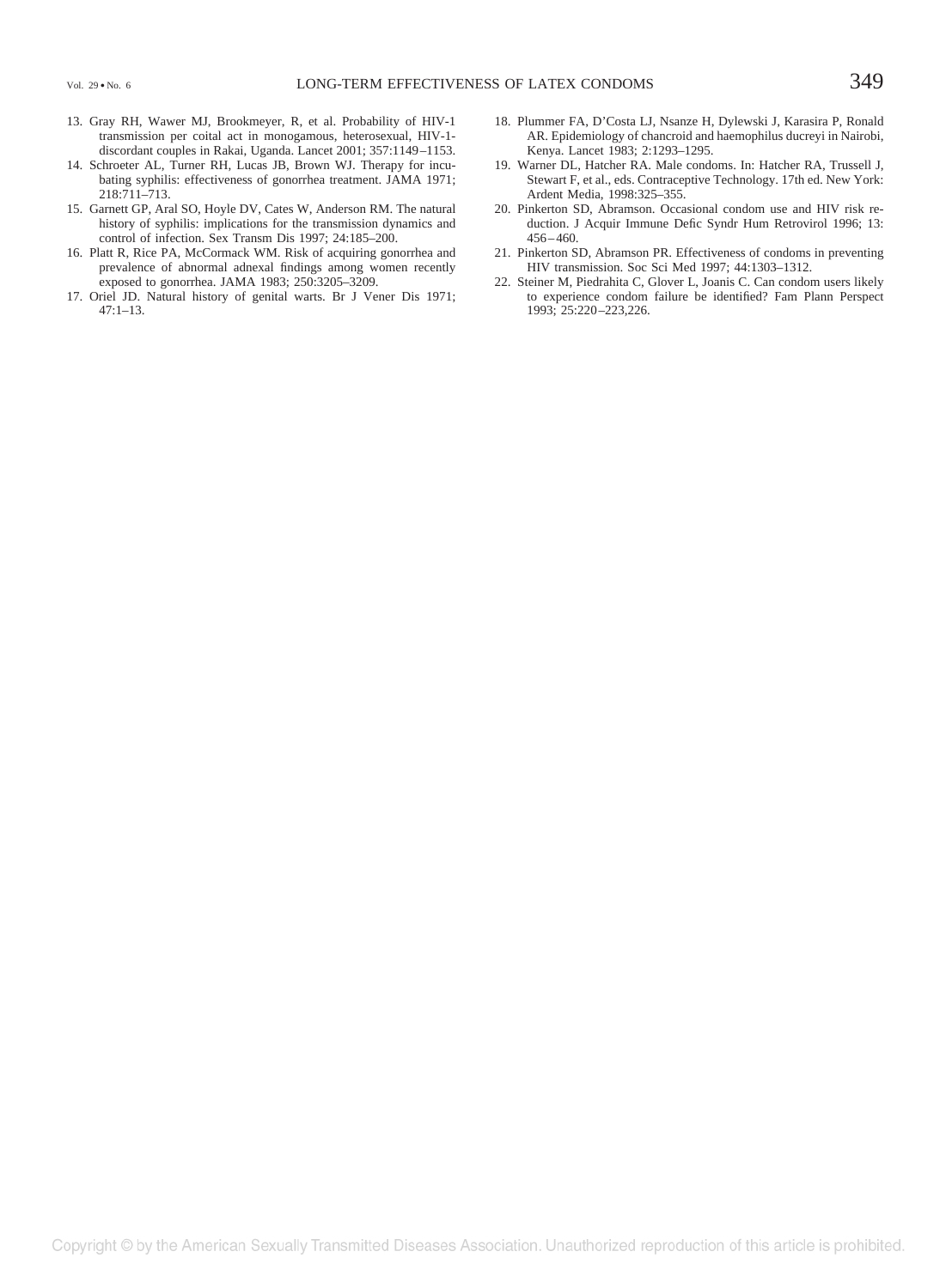13. Gray RH, Wawer MJ, Brookmeyer, R, et al. Probability of HIV-1 transmission per coital act in monogamous, heterosexual, HIV-1-discordant couples in Rakai, Uganda. Lancet 2001; 357:1149–1153.
14. Schroeter AL, Turner RH, Lucas JB, Brown WJ. Therapy for incubating syphilis: effectiveness of gonorrhea treatment. JAMA 1971; 218:711–713.
15. Garnett GP, Aral SO, Hoyle DV, Cates W, Anderson RM. The natural history of syphilis: implications for the transmission dynamics and control of infection. Sex Transm Dis 1997; 24:185–200.
16. Platt R, Rice PA, McCormack WM. Risk of acquiring gonorrhea and prevalence of abnormal adnexal findings among women recently exposed to gonorrhea. JAMA 1983; 250:3205–3209.
17. Oriel JD. Natural history of genital warts. Br J Vener Dis 1971; 47:1–13.
18. Plummer FA, D'Costa LJ, Nsanze H, Dylewski J, Karasira P, Ronald AR. Epidemiology of chancroid and haemophilus ducreyi in Nairobi, Kenya. Lancet 1983; 2:1293–1295.
19. Warner DL, Hatcher RA. Male condoms. In: Hatcher RA, Trussell J, Stewart F, et al., eds. Contraceptive Technology. 17th ed. New York: Ardent Media, 1998:325–355.
20. Pinkerton SD, Abramson. Occasional condom use and HIV risk reduction. J Acquir Immune Defic Syndr Hum Retrovirol 1996; 13: 456–460.
21. Pinkerton SD, Abramson PR. Effectiveness of condoms in preventing HIV transmission. Soc Sci Med 1997; 44:1303–1312.
22. Steiner M, Piedrahita C, Glover L, Joanis C. Can condom users likely to experience condom failure be identified? Fam Plann Perspect 1993; 25:220–223,226.

Copyright © by the American Sexually Transmitted Diseases Association. Unauthorized reproduction of this article is prohibited.